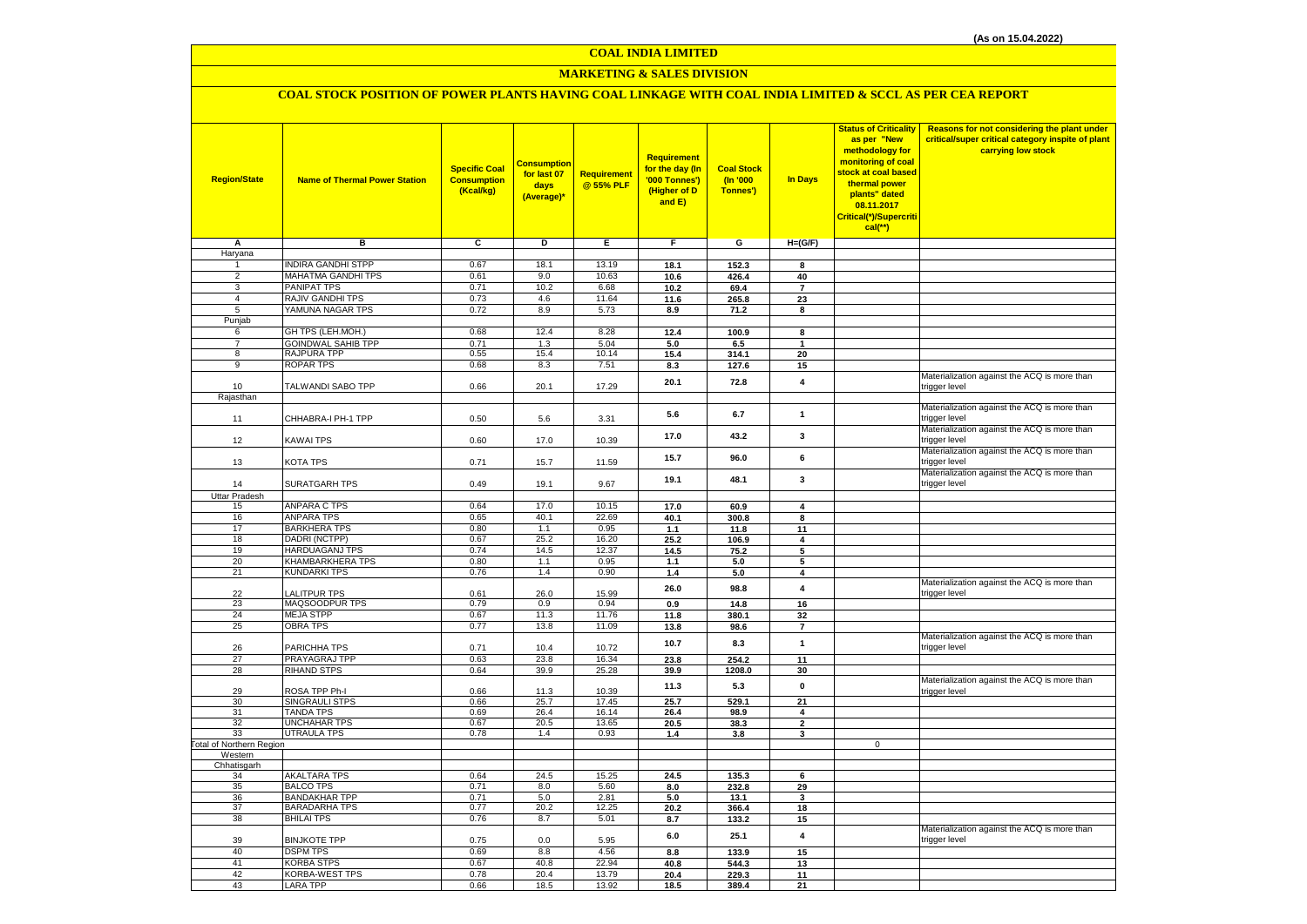(As on 15.04.2022)

# COAL INDIA LIMITED

## MARKETING & SALES DIVISION

### COAL STOCK POSITION OF POWER PLANTS HAVING COAL LINKAGE WITH COAL INDIA LIMITED & SCCL AS PER CEA REPORT

| Region/State | Name of Thermal Power Station | Specific Coal Consumption (Kcal/kg) | Consumption for last 07 days (Average)* | Requirement @ 55% PLF | Requirement for the day (In '000 Tonnes') (Higher of D and E) | Coal Stock (In '000 Tonnes') | In Days | Status of Criticality as per "New methodology for monitoring of coal stock at coal based thermal power plants" dated 08.11.2017 Critical(*)/Supercritical(**) | Reasons for not considering the plant under critical/super critical category inspite of plant carrying low stock |
|---|---|---|---|---|---|---|---|---|---|
| A | B | C | D | E | F | G | H=(G/F) | | |
| Haryana | | | | | | | | | |
| 1 | INDIRA GANDHI STPP | 0.67 | 18.1 | 13.19 | 18.1 | 152.3 | 8 | | |
| 2 | MAHATMA GANDHI TPS | 0.61 | 9.0 | 10.63 | 10.6 | 426.4 | 40 | | |
| 3 | PANIPAT TPS | 0.71 | 10.2 | 6.68 | 10.2 | 69.4 | 7 | | |
| 4 | RAJIV GANDHI TPS | 0.73 | 4.6 | 11.64 | 11.6 | 265.8 | 23 | | |
| 5 | YAMUNA NAGAR TPS | 0.72 | 8.9 | 5.73 | 8.9 | 71.2 | 8 | | |
| Punjab | | | | | | | | | |
| 6 | GH TPS (LEH.MOH.) | 0.68 | 12.4 | 8.28 | 12.4 | 100.9 | 8 | | |
| 7 | GOINDWAL SAHIB TPP | 0.71 | 1.3 | 5.04 | 5.0 | 6.5 | 1 | | |
| 8 | RAJPURA TPP | 0.55 | 15.4 | 10.14 | 15.4 | 314.1 | 20 | | |
| 9 | ROPAR TPS | 0.68 | 8.3 | 7.51 | 8.3 | 127.6 | 15 | | |
| 10 | TALWANDI SABO TPP | 0.66 | 20.1 | 17.29 | 20.1 | 72.8 | 4 | | Materialization against the ACQ is more than trigger level |
| Rajasthan | | | | | | | | | |
| 11 | CHHABRA-I PH-1 TPP | 0.50 | 5.6 | 3.31 | 5.6 | 6.7 | 1 | | Materialization against the ACQ is more than trigger level |
| 12 | KAWAI TPS | 0.60 | 17.0 | 10.39 | 17.0 | 43.2 | 3 | | Materialization against the ACQ is more than trigger level |
| 13 | KOTA TPS | 0.71 | 15.7 | 11.59 | 15.7 | 96.0 | 6 | | Materialization against the ACQ is more than trigger level |
| 14 | SURATGARH TPS | 0.49 | 19.1 | 9.67 | 19.1 | 48.1 | 3 | | Materialization against the ACQ is more than trigger level |
| Uttar Pradesh | | | | | | | | | |
| 15 | ANPARA C TPS | 0.64 | 17.0 | 10.15 | 17.0 | 60.9 | 4 | | |
| 16 | ANPARA TPS | 0.65 | 40.1 | 22.69 | 40.1 | 300.8 | 8 | | |
| 17 | BARKHERA TPS | 0.80 | 1.1 | 0.95 | 1.1 | 11.8 | 11 | | |
| 18 | DADRI (NCTPP) | 0.67 | 25.2 | 16.20 | 25.2 | 106.9 | 4 | | |
| 19 | HARDUAGANJ TPS | 0.74 | 14.5 | 12.37 | 14.5 | 75.2 | 5 | | |
| 20 | KHAMBARKHERA TPS | 0.80 | 1.1 | 0.95 | 1.1 | 5.0 | 5 | | |
| 21 | KUNDARKI TPS | 0.76 | 1.4 | 0.90 | 1.4 | 5.0 | 4 | | |
| 22 | LALITPUR TPS | 0.61 | 26.0 | 15.99 | 26.0 | 98.8 | 4 | | Materialization against the ACQ is more than trigger level |
| 23 | MAQSOODPUR TPS | 0.79 | 0.9 | 0.94 | 0.9 | 14.8 | 16 | | |
| 24 | MEJA STPP | 0.67 | 11.3 | 11.76 | 11.8 | 380.1 | 32 | | |
| 25 | OBRA TPS | 0.77 | 13.8 | 11.09 | 13.8 | 98.6 | 7 | | |
| 26 | PARICHHA TPS | 0.71 | 10.4 | 10.72 | 10.7 | 8.3 | 1 | | Materialization against the ACQ is more than trigger level |
| 27 | PRAYAGRAJ TPP | 0.63 | 23.8 | 16.34 | 23.8 | 254.2 | 11 | | |
| 28 | RIHAND STPS | 0.64 | 39.9 | 25.28 | 39.9 | 1208.0 | 30 | | |
| 29 | ROSA TPP Ph-I | 0.66 | 11.3 | 10.39 | 11.3 | 5.3 | 0 | | Materialization against the ACQ is more than trigger level |
| 30 | SINGRAULI STPS | 0.66 | 25.7 | 17.45 | 25.7 | 529.1 | 21 | | |
| 31 | TANDA TPS | 0.69 | 26.4 | 16.14 | 26.4 | 98.9 | 4 | | |
| 32 | UNCHAHAR TPS | 0.67 | 20.5 | 13.65 | 20.5 | 38.3 | 2 | | |
| 33 | UTRAULA TPS | 0.78 | 1.4 | 0.93 | 1.4 | 3.8 | 3 | | |
| Total of Northern Region | | | | | | | | 0 | |
| Western | | | | | | | | | |
| Chhatisgarh | | | | | | | | | |
| 34 | AKALTARA TPS | 0.64 | 24.5 | 15.25 | 24.5 | 135.3 | 6 | | |
| 35 | BALCO TPS | 0.71 | 8.0 | 5.60 | 8.0 | 232.8 | 29 | | |
| 36 | BANDAKHAR TPP | 0.71 | 5.0 | 2.81 | 5.0 | 13.1 | 3 | | |
| 37 | BARADARHA TPS | 0.77 | 20.2 | 12.25 | 20.2 | 366.4 | 18 | | |
| 38 | BHILAI TPS | 0.76 | 8.7 | 5.01 | 8.7 | 133.2 | 15 | | |
| 39 | BINJKOTE TPP | 0.75 | 0.0 | 5.95 | 6.0 | 25.1 | 4 | | Materialization against the ACQ is more than trigger level |
| 40 | DSPM TPS | 0.69 | 8.8 | 4.56 | 8.8 | 133.9 | 15 | | |
| 41 | KORBA STPS | 0.67 | 40.8 | 22.94 | 40.8 | 544.3 | 13 | | |
| 42 | KORBA-WEST TPS | 0.78 | 20.4 | 13.79 | 20.4 | 229.3 | 11 | | |
| 43 | LARA TPP | 0.66 | 18.5 | 13.92 | 18.5 | 389.4 | 21 | | |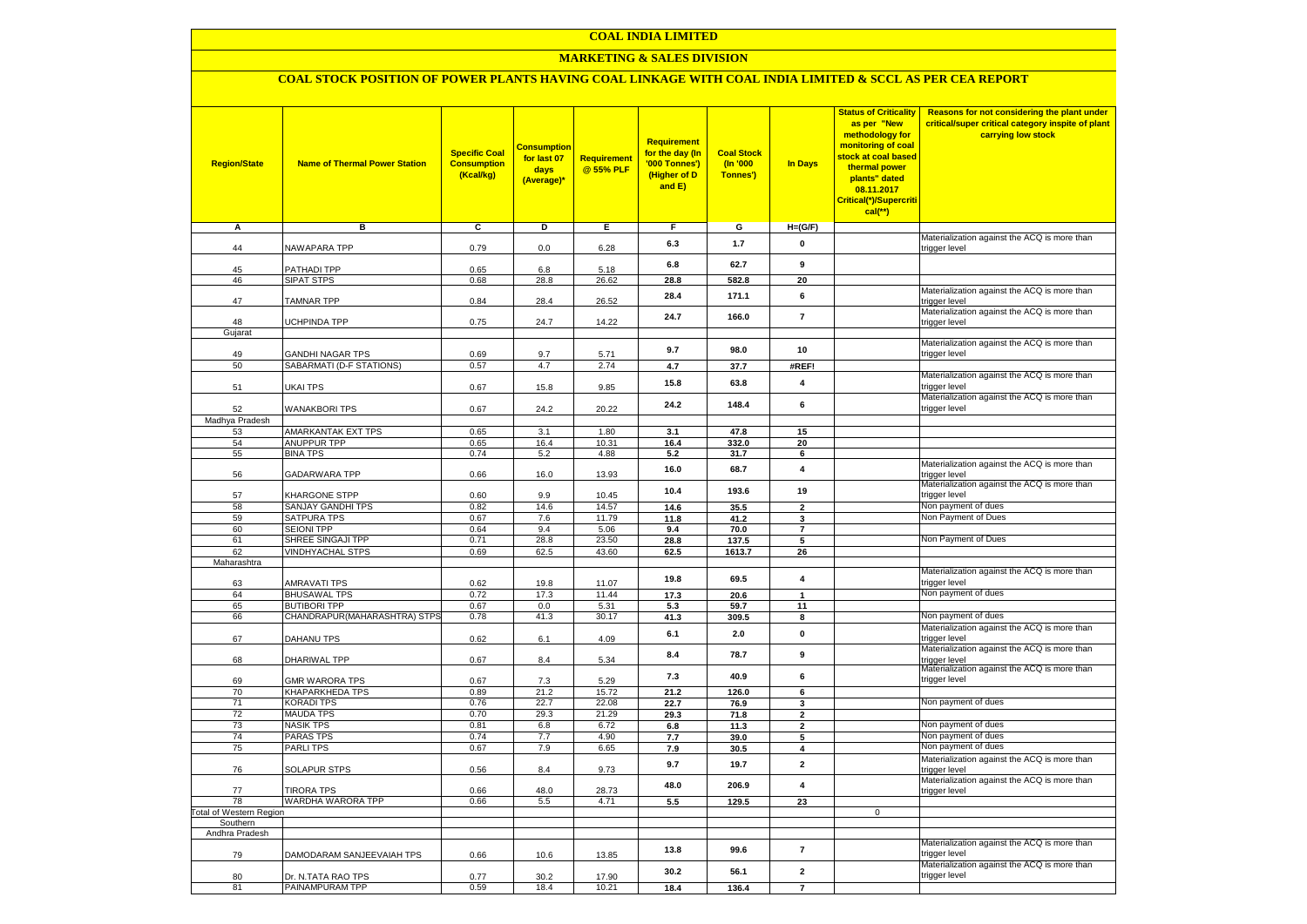# COAL INDIA LIMITED

## MARKETING & SALES DIVISION

### COAL STOCK POSITION OF POWER PLANTS HAVING COAL LINKAGE WITH COAL INDIA LIMITED & SCCL AS PER CEA REPORT

| Region/State | Name of Thermal Power Station | Specific Coal Consumption (Kcal/kg) | Consumption for last 07 days (Average)* | Requirement @ 55% PLF | Requirement for the day (In '000 Tonnes') (Higher of D and E) | Coal Stock (In '000 Tonnes') | In Days | Status of Criticality as per "New methodology for monitoring of coal stock at coal based thermal power plants" dated 08.11.2017 Critical(*)/Supercritical(**) | Reasons for not considering the plant under critical/super critical category inspite of plant carrying low stock |
|---|---|---|---|---|---|---|---|---|---|
| A | B | C | D | E | F | G | H=(G/F) | | |
| 44 | NAWAPARA TPP | 0.79 | 0.0 | 6.28 | 6.3 | 1.7 | 0 | | Materialization against the ACQ is more than trigger level |
| 45 | PATHADI TPP | 0.65 | 6.8 | 5.18 | 6.8 | 62.7 | 9 | | |
| 46 | SIPAT STPS | 0.68 | 28.8 | 26.62 | 28.8 | 582.8 | 20 | | |
| 47 | TAMNAR TPP | 0.84 | 28.4 | 26.52 | 28.4 | 171.1 | 6 | | Materialization against the ACQ is more than trigger level |
| 48 | UCHPINDA TPP | 0.75 | 24.7 | 14.22 | 24.7 | 166.0 | 7 | | Materialization against the ACQ is more than trigger level |
| Gujarat | | | | | | | | | |
| 49 | GANDHI NAGAR TPS | 0.69 | 9.7 | 5.71 | 9.7 | 98.0 | 10 | | Materialization against the ACQ is more than trigger level |
| 50 | SABARMATI (D-F STATIONS) | 0.57 | 4.7 | 2.74 | 4.7 | 37.7 | #REF! | | |
| 51 | UKAI TPS | 0.67 | 15.8 | 9.85 | 15.8 | 63.8 | 4 | | Materialization against the ACQ is more than trigger level |
| 52 | WANAKBORI TPS | 0.67 | 24.2 | 20.22 | 24.2 | 148.4 | 6 | | Materialization against the ACQ is more than trigger level |
| Madhya Pradesh | | | | | | | | | |
| 53 | AMARKANTAK EXT TPS | 0.65 | 3.1 | 1.80 | 3.1 | 47.8 | 15 | | |
| 54 | ANUPPUR TPP | 0.65 | 16.4 | 10.31 | 16.4 | 332.0 | 20 | | |
| 55 | BINA TPS | 0.74 | 5.2 | 4.88 | 5.2 | 31.7 | 6 | | |
| 56 | GADARWARA TPP | 0.66 | 16.0 | 13.93 | 16.0 | 68.7 | 4 | | Materialization against the ACQ is more than trigger level |
| 57 | KHARGONE STPP | 0.60 | 9.9 | 10.45 | 10.4 | 193.6 | 19 | | Materialization against the ACQ is more than trigger level |
| 58 | SANJAY GANDHI TPS | 0.82 | 14.6 | 14.57 | 14.6 | 35.5 | 2 | | Non payment of dues |
| 59 | SATPURA TPS | 0.67 | 7.6 | 11.79 | 11.8 | 41.2 | 3 | | Non Payment of Dues |
| 60 | SEIONI TPP | 0.64 | 9.4 | 5.06 | 9.4 | 70.0 | 7 | | |
| 61 | SHREE SINGAJI TPP | 0.71 | 28.8 | 23.50 | 28.8 | 137.5 | 5 | | Non Payment of Dues |
| 62 | VINDHYACHAL STPS | 0.69 | 62.5 | 43.60 | 62.5 | 1613.7 | 26 | | |
| Maharashtra | | | | | | | | | |
| 63 | AMRAVATI TPS | 0.62 | 19.8 | 11.07 | 19.8 | 69.5 | 4 | | Materialization against the ACQ is more than trigger level |
| 64 | BHUSAWAL TPS | 0.72 | 17.3 | 11.44 | 17.3 | 20.6 | 1 | | Non payment of dues |
| 65 | BUTIBORI TPP | 0.67 | 0.0 | 5.31 | 5.3 | 59.7 | 11 | | |
| 66 | CHANDRAPUR(MAHARASHTRA) STPS | 0.78 | 41.3 | 30.17 | 41.3 | 309.5 | 8 | | Non payment of dues |
| 67 | DAHANU TPS | 0.62 | 6.1 | 4.09 | 6.1 | 2.0 | 0 | | Materialization against the ACQ is more than trigger level |
| 68 | DHARIWAL TPP | 0.67 | 8.4 | 5.34 | 8.4 | 78.7 | 9 | | Materialization against the ACQ is more than trigger level |
| 69 | GMR WARORA TPS | 0.67 | 7.3 | 5.29 | 7.3 | 40.9 | 6 | | Materialization against the ACQ is more than trigger level |
| 70 | KHAPARKHEDA TPS | 0.89 | 21.2 | 15.72 | 21.2 | 126.0 | 6 | | |
| 71 | KORADI TPS | 0.76 | 22.7 | 22.08 | 22.7 | 76.9 | 3 | | Non payment of dues |
| 72 | MAUDA TPS | 0.70 | 29.3 | 21.29 | 29.3 | 71.8 | 2 | | |
| 73 | NASIK TPS | 0.81 | 6.8 | 6.72 | 6.8 | 11.3 | 2 | | Non payment of dues |
| 74 | PARAS TPS | 0.74 | 7.7 | 4.90 | 7.7 | 39.0 | 5 | | Non payment of dues |
| 75 | PARLI TPS | 0.67 | 7.9 | 6.65 | 7.9 | 30.5 | 4 | | Non payment of dues |
| 76 | SOLAPUR STPS | 0.56 | 8.4 | 9.73 | 9.7 | 19.7 | 2 | | Materialization against the ACQ is more than trigger level |
| 77 | TIRORA TPS | 0.66 | 48.0 | 28.73 | 48.0 | 206.9 | 4 | | Materialization against the ACQ is more than trigger level |
| 78 | WARDHA WARORA TPP | 0.66 | 5.5 | 4.71 | 5.5 | 129.5 | 23 | | |
| Total of Western Region | | | | | | | | 0 | |
| Southern | | | | | | | | | |
| Andhra Pradesh | | | | | | | | | |
| 79 | DAMODARAM SANJEEVAIAH TPS | 0.66 | 10.6 | 13.85 | 13.8 | 99.6 | 7 | | Materialization against the ACQ is more than trigger level |
| 80 | Dr. N.TATA RAO TPS | 0.77 | 30.2 | 17.90 | 30.2 | 56.1 | 2 | | Materialization against the ACQ is more than trigger level |
| 81 | PAINAMPURAM TPP | 0.59 | 18.4 | 10.21 | 18.4 | 136.4 | 7 | | |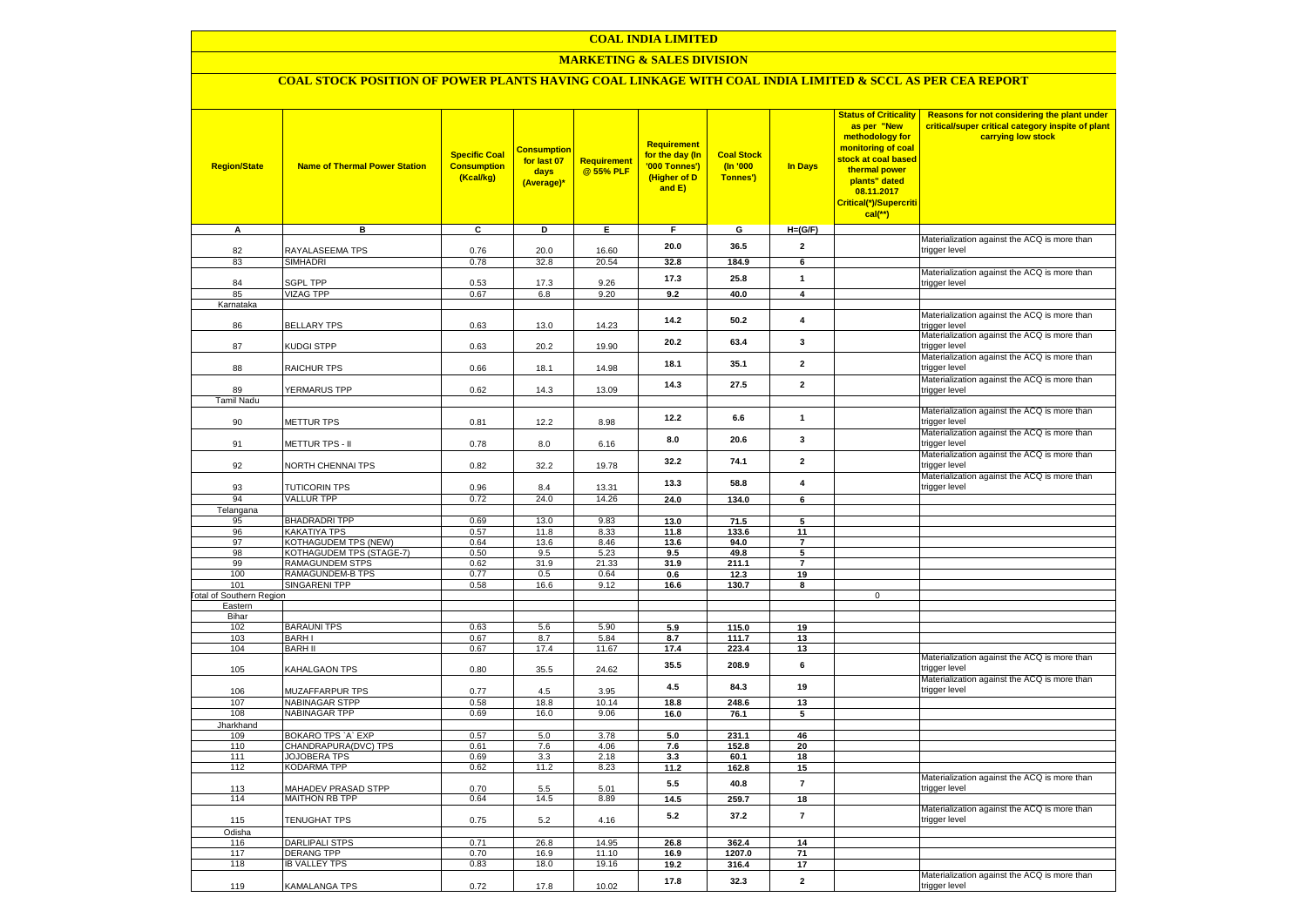# COAL INDIA LIMITED

## MARKETING & SALES DIVISION

### COAL STOCK POSITION OF POWER PLANTS HAVING COAL LINKAGE WITH COAL INDIA LIMITED & SCCL AS PER CEA REPORT

| Region/State | Name of Thermal Power Station | Specific Coal Consumption (Kcal/kg) | Consumption for last 07 days (Average)* | Requirement @ 55% PLF | Requirement for the day (In '000 Tonnes') (Higher of D and E) | Coal Stock (In '000 Tonnes') | In Days | Status of Criticality as per "New methodology for monitoring of coal stock at coal based thermal power plants" dated 08.11.2017 Critical(*)/Supercritical(**) | Reasons for not considering the plant under critical/super critical category inspite of plant carrying low stock |
|---|---|---|---|---|---|---|---|---|---|
| A | B | C | D | E | F | G | H=(G/F) | | |
| 82 | RAYALASEEMA TPS | 0.76 | 20.0 | 16.60 | 20.0 | 36.5 | 2 | | Materialization against the ACQ is more than trigger level |
| 83 | SIMHADRI | 0.78 | 32.8 | 20.54 | 32.8 | 184.9 | 6 | | |
| 84 | SGPL TPP | 0.53 | 17.3 | 9.26 | 17.3 | 25.8 | 1 | | Materialization against the ACQ is more than trigger level |
| 85 | VIZAG TPP | 0.67 | 6.8 | 9.20 | 9.2 | 40.0 | 4 | | |
| Karnataka | | | | | | | | | |
| 86 | BELLARY TPS | 0.63 | 13.0 | 14.23 | 14.2 | 50.2 | 4 | | Materialization against the ACQ is more than trigger level |
| 87 | KUDGI STPP | 0.63 | 20.2 | 19.90 | 20.2 | 63.4 | 3 | | Materialization against the ACQ is more than trigger level |
| 88 | RAICHUR TPS | 0.66 | 18.1 | 14.98 | 18.1 | 35.1 | 2 | | Materialization against the ACQ is more than trigger level |
| 89 | YERMARUS TPP | 0.62 | 14.3 | 13.09 | 14.3 | 27.5 | 2 | | Materialization against the ACQ is more than trigger level |
| Tamil Nadu | | | | | | | | | |
| 90 | METTUR TPS | 0.81 | 12.2 | 8.98 | 12.2 | 6.6 | 1 | | Materialization against the ACQ is more than trigger level |
| 91 | METTUR TPS - II | 0.78 | 8.0 | 6.16 | 8.0 | 20.6 | 3 | | Materialization against the ACQ is more than trigger level |
| 92 | NORTH CHENNAI TPS | 0.82 | 32.2 | 19.78 | 32.2 | 74.1 | 2 | | Materialization against the ACQ is more than trigger level |
| 93 | TUTICORIN TPS | 0.96 | 8.4 | 13.31 | 13.3 | 58.8 | 4 | | Materialization against the ACQ is more than trigger level |
| 94 | VALLUR TPP | 0.72 | 24.0 | 14.26 | 24.0 | 134.0 | 6 | | |
| Telangana | | | | | | | | | |
| 95 | BHADRADRI TPP | 0.69 | 13.0 | 9.83 | 13.0 | 71.5 | 5 | | |
| 96 | KAKATIYA TPS | 0.57 | 11.8 | 8.33 | 11.8 | 133.6 | 11 | | |
| 97 | KOTHAGUDEM TPS (NEW) | 0.64 | 13.6 | 8.46 | 13.6 | 94.0 | 7 | | |
| 98 | KOTHAGUDEM TPS (STAGE-7) | 0.50 | 9.5 | 5.23 | 9.5 | 49.8 | 5 | | |
| 99 | RAMAGUNDEM STPS | 0.62 | 31.9 | 21.33 | 31.9 | 211.1 | 7 | | |
| 100 | RAMAGUNDEM-B TPS | 0.77 | 0.5 | 0.64 | 0.6 | 12.3 | 19 | | |
| 101 | SINGARENI TPP | 0.58 | 16.6 | 9.12 | 16.6 | 130.7 | 8 | | |
| Total of Southern Region | | | | | | | | 0 | |
| Eastern | | | | | | | | | |
| Bihar | | | | | | | | | |
| 102 | BARAUNI TPS | 0.63 | 5.6 | 5.90 | 5.9 | 115.0 | 19 | | |
| 103 | BARH I | 0.67 | 8.7 | 5.84 | 8.7 | 111.7 | 13 | | |
| 104 | BARH II | 0.67 | 17.4 | 11.67 | 17.4 | 223.4 | 13 | | |
| 105 | KAHALGAON TPS | 0.80 | 35.5 | 24.62 | 35.5 | 208.9 | 6 | | Materialization against the ACQ is more than trigger level |
| 106 | MUZAFFARPUR TPS | 0.77 | 4.5 | 3.95 | 4.5 | 84.3 | 19 | | Materialization against the ACQ is more than trigger level |
| 107 | NABINAGAR STPP | 0.58 | 18.8 | 10.14 | 18.8 | 248.6 | 13 | | |
| 108 | NABINAGAR TPP | 0.69 | 16.0 | 9.06 | 16.0 | 76.1 | 5 | | |
| Jharkhand | | | | | | | | | |
| 109 | BOKARO TPS `A` EXP | 0.57 | 5.0 | 3.78 | 5.0 | 231.1 | 46 | | |
| 110 | CHANDRAPURA(DVC) TPS | 0.61 | 7.6 | 4.06 | 7.6 | 152.8 | 20 | | |
| 111 | JOJOBERA TPS | 0.69 | 3.3 | 2.18 | 3.3 | 60.1 | 18 | | |
| 112 | KODARMA TPP | 0.62 | 11.2 | 8.23 | 11.2 | 162.8 | 15 | | |
| 113 | MAHADEV PRASAD STPP | 0.70 | 5.5 | 5.01 | 5.5 | 40.8 | 7 | | Materialization against the ACQ is more than trigger level |
| 114 | MAITHON RB TPP | 0.64 | 14.5 | 8.89 | 14.5 | 259.7 | 18 | | |
| 115 | TENUGHAT TPS | 0.75 | 5.2 | 4.16 | 5.2 | 37.2 | 7 | | Materialization against the ACQ is more than trigger level |
| Odisha | | | | | | | | | |
| 116 | DARLIPALI STPS | 0.71 | 26.8 | 14.95 | 26.8 | 362.4 | 14 | | |
| 117 | DERANG TPP | 0.70 | 16.9 | 11.10 | 16.9 | 1207.0 | 71 | | |
| 118 | IB VALLEY TPS | 0.83 | 18.0 | 19.16 | 19.2 | 316.4 | 17 | | |
| 119 | KAMALANGA TPS | 0.72 | 17.8 | 10.02 | 17.8 | 32.3 | 2 | | Materialization against the ACQ is more than trigger level |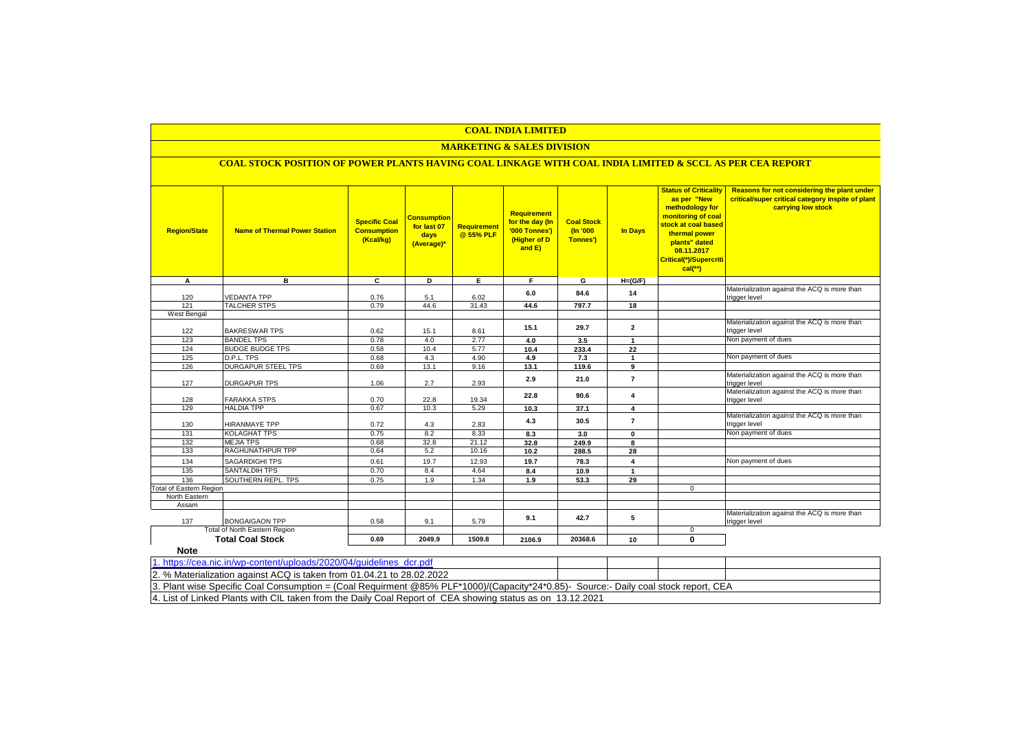# COAL INDIA LIMITED

## MARKETING & SALES DIVISION

### COAL STOCK POSITION OF POWER PLANTS HAVING COAL LINKAGE WITH COAL INDIA LIMITED & SCCL AS PER CEA REPORT

| Region/State | Name of Thermal Power Station | Specific Coal Consumption (Kcal/kg) | Consumption for last 07 days (Average)* | Requirement @ 55% PLF | Requirement for the day (In '000 Tonnes') (Higher of D and E) | Coal Stock (In '000 Tonnes') | In Days | Status of Criticality as per "New methodology for monitoring of coal stock at coal based thermal power plants" dated 08.11.2017 Critical(*)/Supercritical(**) | Reasons for not considering the plant under critical/super critical category inspite of plant carrying low stock |
|---|---|---|---|---|---|---|---|---|---|
| A | B | C | D | E | F | G | H=(G/F) | | |
| 120 | VEDANTA TPP | 0.76 | 5.1 | 6.02 | 6.0 | 84.6 | 14 | | Materialization against the ACQ is more than trigger level |
| 121 | TALCHER STPS | 0.79 | 44.6 | 31.43 | 44.6 | 797.7 | 18 | | |
| West Bengal | | | | | | | | | |
| 122 | BAKRESWAR TPS | 0.62 | 15.1 | 8.61 | 15.1 | 29.7 | 2 | | Materialization against the ACQ is more than trigger level |
| 123 | BANDEL TPS | 0.78 | 4.0 | 2.77 | 4.0 | 3.5 | 1 | | Non payment of dues |
| 124 | BUDGE BUDGE TPS | 0.58 | 10.4 | 5.77 | 10.4 | 233.4 | 22 | | |
| 125 | D.P.L. TPS | 0.68 | 4.3 | 4.90 | 4.9 | 7.3 | 1 | | Non payment of dues |
| 126 | DURGAPUR STEEL TPS | 0.69 | 13.1 | 9.16 | 13.1 | 119.6 | 9 | | |
| 127 | DURGAPUR TPS | 1.06 | 2.7 | 2.93 | 2.9 | 21.0 | 7 | | Materialization against the ACQ is more than trigger level |
| 128 | FARAKKA STPS | 0.70 | 22.8 | 19.34 | 22.8 | 90.6 | 4 | | Materialization against the ACQ is more than trigger level |
| 129 | HALDIA TPP | 0.67 | 10.3 | 5.29 | 10.3 | 37.1 | 4 | | |
| 130 | HIRANMAYE TPP | 0.72 | 4.3 | 2.83 | 4.3 | 30.5 | 7 | | Materialization against the ACQ is more than trigger level |
| 131 | KOLAGHAT TPS | 0.75 | 8.2 | 8.33 | 8.3 | 3.0 | 0 | | Non payment of dues |
| 132 | MEJIA TPS | 0.68 | 32.8 | 21.12 | 32.8 | 249.9 | 8 | | |
| 133 | RAGHUNATHPUR TPP | 0.64 | 5.2 | 10.16 | 10.2 | 288.5 | 28 | | |
| 134 | SAGARDIGHI TPS | 0.61 | 19.7 | 12.93 | 19.7 | 78.3 | 4 | | Non payment of dues |
| 135 | SANTALDIH TPS | 0.70 | 8.4 | 4.64 | 8.4 | 10.9 | 1 | | |
| 136 | SOUTHERN REPL. TPS | 0.75 | 1.9 | 1.34 | 1.9 | 53.3 | 29 | | |
| Total of Eastern Region | | | | | | | | 0 | |
| North Eastern | | | | | | | | | |
| Assam | | | | | | | | | |
| 137 | BONGAIGAON TPP | 0.58 | 9.1 | 5.79 | 9.1 | 42.7 | 5 | | Materialization against the ACQ is more than trigger level |
| Total of North Eastern Region | | | | | | | | 0 | |
| Total Coal Stock | | 0.69 | 2049.9 | 1509.8 | 2106.9 | 20368.6 | 10 | 0 | |

**Note**

1. https://cea.nic.in/wp-content/uploads/2020/04/guidelines_dcr.pdf
2. % Materialization against ACQ is taken from 01.04.21 to 28.02.2022
3. Plant wise Specific Coal Consumption = (Coal Requirment @85% PLF*1000)/(Capacity*24*0.85)- Source:- Daily coal stock report, CEA
4. List of Linked Plants with CIL taken from the Daily Coal Report of CEA showing status as on 13.12.2021